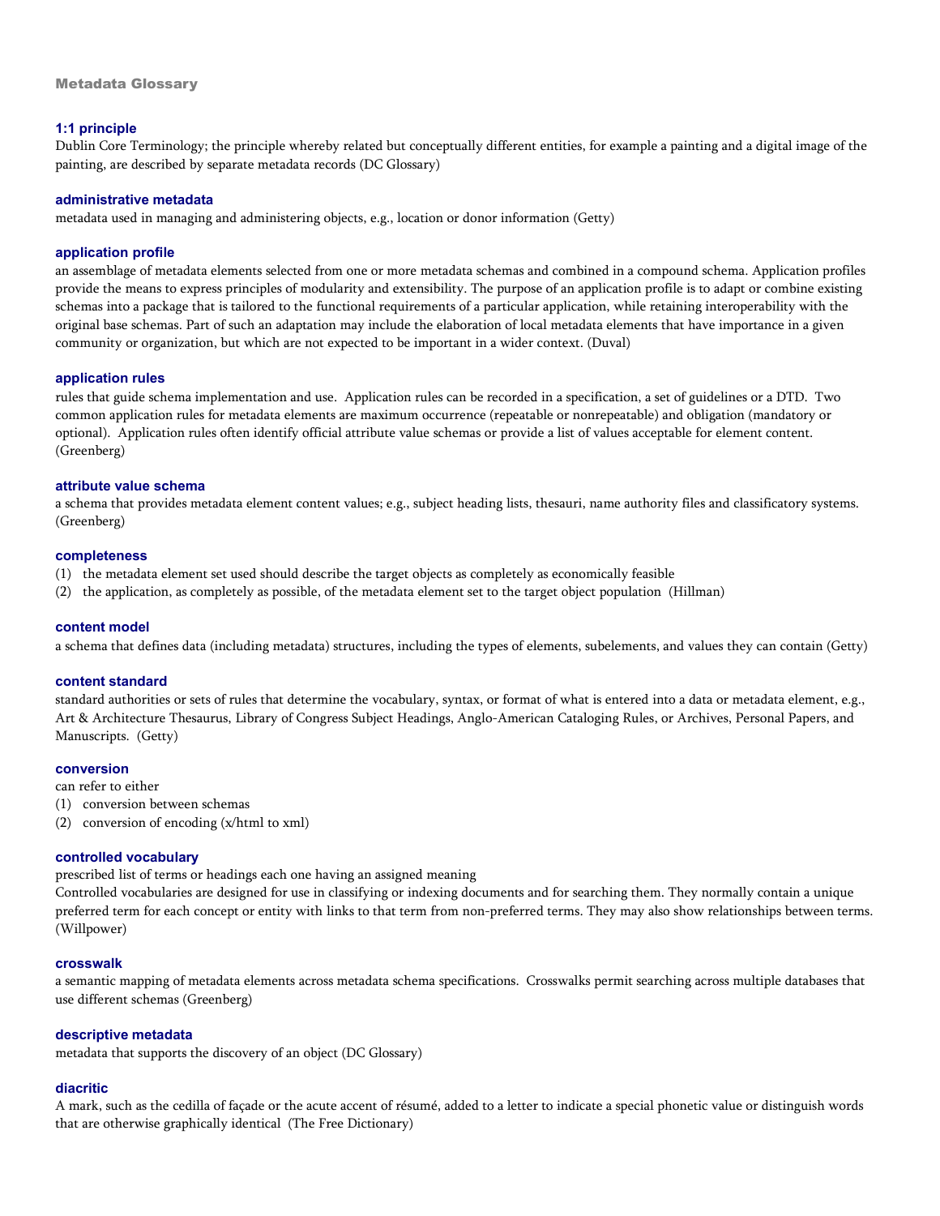# Metadata Glossary

### 1:1 principle

Dublin Core Terminology; the principle whereby related but conceptually different entities, for example a painting and a digital image of the painting, are described by separate metadata records (DC Glossary)

### administrative metadata

metadata used in managing and administering objects, e.g., location or donor information (Getty)

### application profile

an assemblage of metadata elements selected from one or more metadata schemas and combined in a compound schema. Application profiles provide the means to express principles of modularity and extensibility. The purpose of an application profile is to adapt or combine existing schemas into a package that is tailored to the functional requirements of a particular application, while retaining interoperability with the original base schemas. Part of such an adaptation may include the elaboration of local metadata elements that have importance in a given community or organization, but which are not expected to be important in a wider context. (Duval)

### application rules

rules that guide schema implementation and use. Application rules can be recorded in a specification, a set of guidelines or a DTD. Two common application rules for metadata elements are maximum occurrence (repeatable or nonrepeatable) and obligation (mandatory or optional). Application rules often identify official attribute value schemas or provide a list of values acceptable for element content. (Greenberg)

### attribute value schema

a schema that provides metadata element content values; e.g., subject heading lists, thesauri, name authority files and classificatory systems. (Greenberg)

### completeness

(1) the metadata element set used should describe the target objects as completely as economically feasible

(2) the application, as completely as possible, of the metadata element set to the target object population (Hillman)

### content model

a schema that defines data (including metadata) structures, including the types of elements, subelements, and values they can contain (Getty)

### content standard

standard authorities or sets of rules that determine the vocabulary, syntax, or format of what is entered into a data or metadata element, e.g., Art & Architecture Thesaurus, Library of Congress Subject Headings, Anglo-American Cataloging Rules, or Archives, Personal Papers, and Manuscripts. (Getty)

### conversion

can refer to either

(1) conversion between schemas

(2) conversion of encoding (x/html to xml)

### controlled vocabulary

prescribed list of terms or headings each one having an assigned meaning

Controlled vocabularies are designed for use in classifying or indexing documents and for searching them. They normally contain a unique preferred term for each concept or entity with links to that term from non-preferred terms. They may also show relationships between terms. (Willpower)

### crosswalk

a semantic mapping of metadata elements across metadata schema specifications. Crosswalks permit searching across multiple databases that use different schemas (Greenberg)

### descriptive metadata

metadata that supports the discovery of an object (DC Glossary)

### diacritic

A mark, such as the cedilla of façade or the acute accent of résumé, added to a letter to indicate a special phonetic value or distinguish words that are otherwise graphically identical (The Free Dictionary)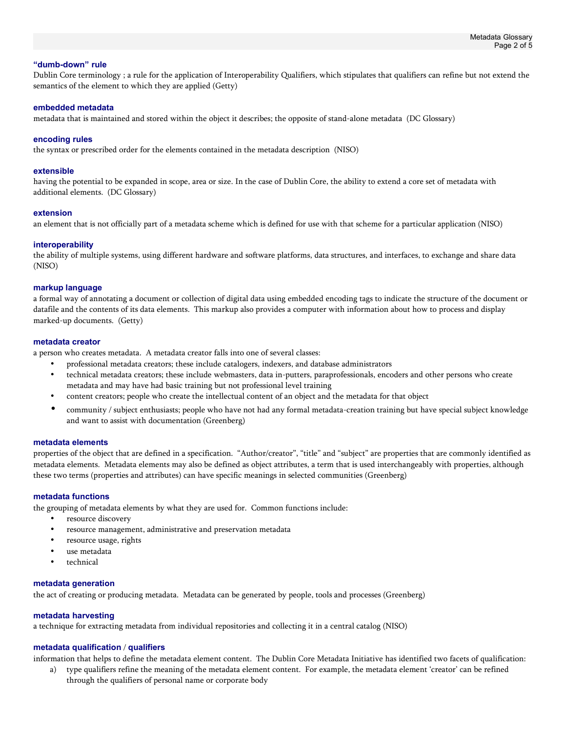### “dumb-down” rule

Dublin Core terminology ; a rule for the application of Interoperability Qualifiers, which stipulates that qualifiers can refine but not extend the semantics of the element to which they are applied (Getty)

### embedded metadata

metadata that is maintained and stored within the object it describes; the opposite of stand-alone metadata (DC Glossary)

### encoding rules

the syntax or prescribed order for the elements contained in the metadata description (NISO)

### extensible

having the potential to be expanded in scope, area or size. In the case of Dublin Core, the ability to extend a core set of metadata with additional elements. (DC Glossary)

### extension

an element that is not officially part of a metadata scheme which is defined for use with that scheme for a particular application (NISO)

### interoperability

the ability of multiple systems, using different hardware and software platforms, data structures, and interfaces, to exchange and share data (NISO)

### markup language

a formal way of annotating a document or collection of digital data using embedded encoding tags to indicate the structure of the document or datafile and the contents of its data elements. This markup also provides a computer with information about how to process and display marked-up documents. (Getty)

### metadata creator

a person who creates metadata. A metadata creator falls into one of several classes:

- professional metadata creators; these include catalogers, indexers, and database administrators
- technical metadata creators; these include webmasters, data in-putters, paraprofessionals, encoders and other persons who create metadata and may have had basic training but not professional level training
- content creators; people who create the intellectual content of an object and the metadata for that object
- community / subject enthusiasts; people who have not had any formal metadata-creation training but have special subject knowledge and want to assist with documentation (Greenberg)

### metadata elements

properties of the object that are defined in a specification. “Author/creator”, “title” and “subject” are properties that are commonly identified as metadata elements. Metadata elements may also be defined as object attributes, a term that is used interchangeably with properties, although these two terms (properties and attributes) can have specific meanings in selected communities (Greenberg)

### metadata functions

the grouping of metadata elements by what they are used for. Common functions include:

- resource discovery
- resource management, administrative and preservation metadata
- resource usage, rights
- use metadata
- technical

### metadata generation

the act of creating or producing metadata. Metadata can be generated by people, tools and processes (Greenberg)

### metadata harvesting

a technique for extracting metadata from individual repositories and collecting it in a central catalog (NISO)

### metadata qualification / qualifiers

information that helps to define the metadata element content. The Dublin Core Metadata Initiative has identified two facets of qualification:

a) type qualifiers refine the meaning of the metadata element content. For example, the metadata element ‘creator’ can be refined through the qualifiers of personal name or corporate body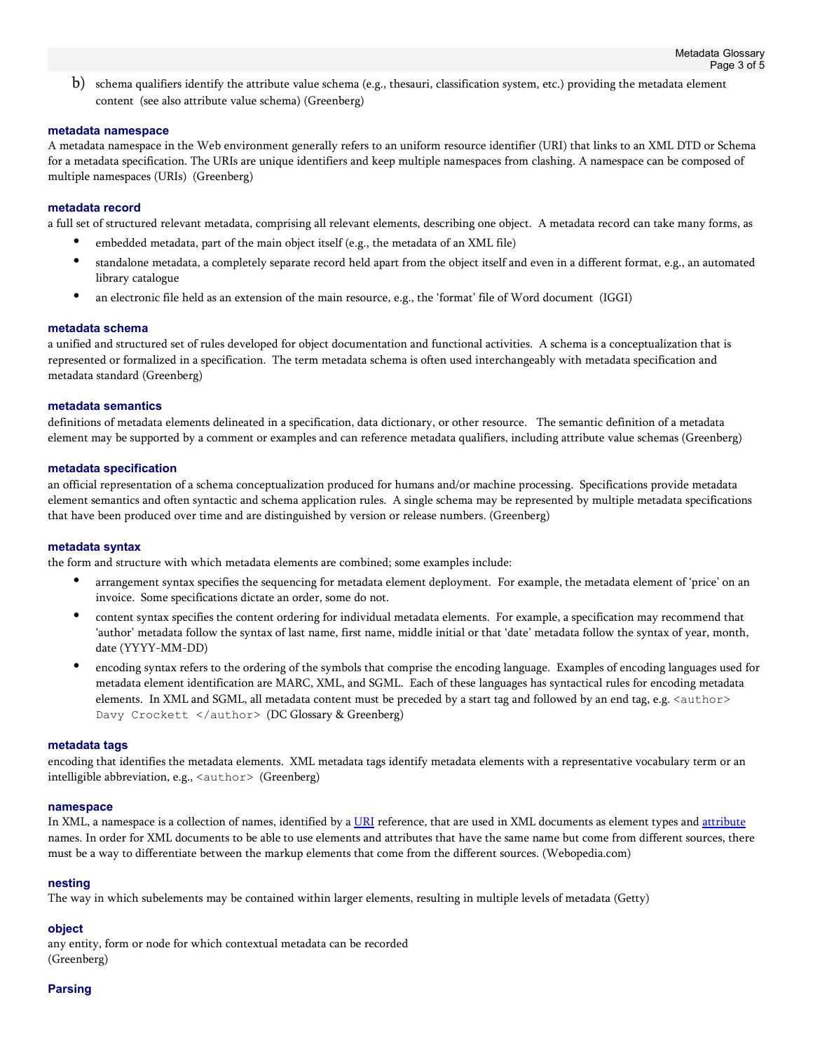b) schema qualifiers identify the attribute value schema (e.g., thesauri, classification system, etc.) providing the metadata element content (see also attribute value schema) (Greenberg)

### metadata namespace

A metadata namespace in the Web environment generally refers to an uniform resource identifier (URI) that links to an XML DTD or Schema for a metadata specification. The URIs are unique identifiers and keep multiple namespaces from clashing. A namespace can be composed of multiple namespaces (URIs) (Greenberg)

### metadata record

a full set of structured relevant metadata, comprising all relevant elements, describing one object. A metadata record can take many forms, as

- embedded metadata, part of the main object itself (e.g., the metadata of an XML file)
- standalone metadata, a completely separate record held apart from the object itself and even in a different format, e.g., an automated library catalogue
- an electronic file held as an extension of the main resource, e.g., the 'format' file of Word document (IGGI)

### metadata schema

a unified and structured set of rules developed for object documentation and functional activities. A schema is a conceptualization that is represented or formalized in a specification. The term metadata schema is often used interchangeably with metadata specification and metadata standard (Greenberg)

### metadata semantics

definitions of metadata elements delineated in a specification, data dictionary, or other resource. The semantic definition of a metadata element may be supported by a comment or examples and can reference metadata qualifiers, including attribute value schemas (Greenberg)

### metadata specification

an official representation of a schema conceptualization produced for humans and/or machine processing. Specifications provide metadata element semantics and often syntactic and schema application rules. A single schema may be represented by multiple metadata specifications that have been produced over time and are distinguished by version or release numbers. (Greenberg)

### metadata syntax

the form and structure with which metadata elements are combined; some examples include:

- arrangement syntax specifies the sequencing for metadata element deployment. For example, the metadata element of 'price' on an invoice. Some specifications dictate an order, some do not.
- content syntax specifies the content ordering for individual metadata elements. For example, a specification may recommend that 'author' metadata follow the syntax of last name, first name, middle initial or that 'date' metadata follow the syntax of year, month, date (YYYY-MM-DD)
- encoding syntax refers to the ordering of the symbols that comprise the encoding language. Examples of encoding languages used for metadata element identification are MARC, XML, and SGML. Each of these languages has syntactical rules for encoding metadata elements. In XML and SGML, all metadata content must be preceded by a start tag and followed by an end tag, e.g. `<author> Davy Crockett </author>` (DC Glossary & Greenberg)

### metadata tags

encoding that identifies the metadata elements. XML metadata tags identify metadata elements with a representative vocabulary term or an intelligible abbreviation, e.g., `<author>` (Greenberg)

### namespace

In XML, a namespace is a collection of names, identified by a URI reference, that are used in XML documents as element types and attribute names. In order for XML documents to be able to use elements and attributes that have the same name but come from different sources, there must be a way to differentiate between the markup elements that come from the different sources. (Webopedia.com)

### nesting

The way in which subelements may be contained within larger elements, resulting in multiple levels of metadata (Getty)

### object

any entity, form or node for which contextual metadata can be recorded
(Greenberg)

### Parsing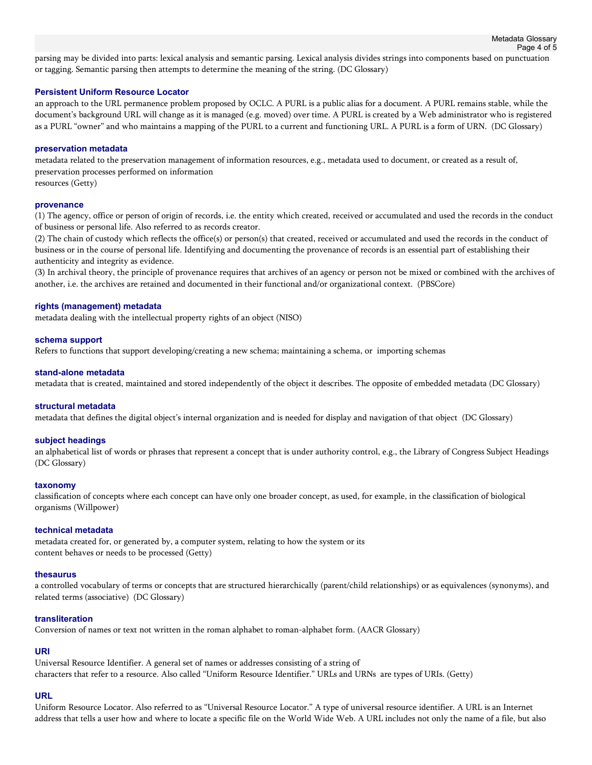parsing may be divided into parts: lexical analysis and semantic parsing. Lexical analysis divides strings into components based on punctuation or tagging. Semantic parsing then attempts to determine the meaning of the string. (DC Glossary)

### Persistent Uniform Resource Locator

an approach to the URL permanence problem proposed by OCLC. A PURL is a public alias for a document. A PURL remains stable, while the document's background URL will change as it is managed (e.g. moved) over time. A PURL is created by a Web administrator who is registered as a PURL "owner" and who maintains a mapping of the PURL to a current and functioning URL. A PURL is a form of URN. (DC Glossary)

### preservation metadata

metadata related to the preservation management of information resources, e.g., metadata used to document, or created as a result of, preservation processes performed on information resources (Getty)

### provenance

(1) The agency, office or person of origin of records, i.e. the entity which created, received or accumulated and used the records in the conduct of business or personal life. Also referred to as records creator.

(2) The chain of custody which reflects the office(s) or person(s) that created, received or accumulated and used the records in the conduct of business or in the course of personal life. Identifying and documenting the provenance of records is an essential part of establishing their authenticity and integrity as evidence.

(3) In archival theory, the principle of provenance requires that archives of an agency or person not be mixed or combined with the archives of another, i.e. the archives are retained and documented in their functional and/or organizational context. (PBSCore)

### rights (management) metadata

metadata dealing with the intellectual property rights of an object (NISO)

### schema support

Refers to functions that support developing/creating a new schema; maintaining a schema, or importing schemas

### stand-alone metadata

metadata that is created, maintained and stored independently of the object it describes. The opposite of embedded metadata (DC Glossary)

### structural metadata

metadata that defines the digital object's internal organization and is needed for display and navigation of that object (DC Glossary)

### subject headings

an alphabetical list of words or phrases that represent a concept that is under authority control, e.g., the Library of Congress Subject Headings (DC Glossary)

### taxonomy

classification of concepts where each concept can have only one broader concept, as used, for example, in the classification of biological organisms (Willpower)

### technical metadata

metadata created for, or generated by, a computer system, relating to how the system or its content behaves or needs to be processed (Getty)

### thesaurus

a controlled vocabulary of terms or concepts that are structured hierarchically (parent/child relationships) or as equivalences (synonyms), and related terms (associative) (DC Glossary)

### transliteration

Conversion of names or text not written in the roman alphabet to roman-alphabet form. (AACR Glossary)

### URI

Universal Resource Identifier. A general set of names or addresses consisting of a string of characters that refer to a resource. Also called "Uniform Resource Identifier." URLs and URNs are types of URIs. (Getty)

### URL

Uniform Resource Locator. Also referred to as "Universal Resource Locator." A type of universal resource identifier. A URL is an Internet address that tells a user how and where to locate a specific file on the World Wide Web. A URL includes not only the name of a file, but also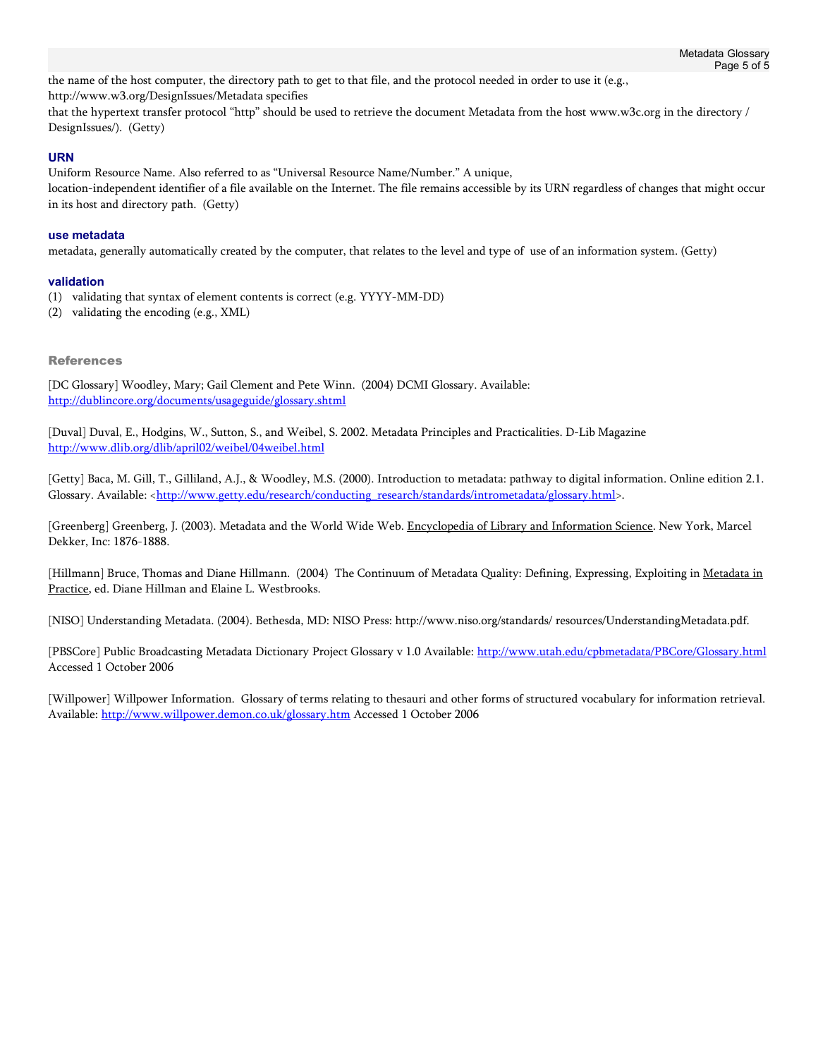the name of the host computer, the directory path to get to that file, and the protocol needed in order to use it (e.g., http://www.w3.org/DesignIssues/Metadata specifies
that the hypertext transfer protocol "http" should be used to retrieve the document Metadata from the host www.w3c.org in the directory / DesignIssues/). (Getty)

### URN

Uniform Resource Name. Also referred to as "Universal Resource Name/Number." A unique,
location-independent identifier of a file available on the Internet. The file remains accessible by its URN regardless of changes that might occur in its host and directory path. (Getty)

### use metadata

metadata, generally automatically created by the computer, that relates to the level and type of use of an information system. (Getty)

### validation

(1) validating that syntax of element contents is correct (e.g. YYYY-MM-DD)
(2) validating the encoding (e.g., XML)

## References

[DC Glossary] Woodley, Mary; Gail Clement and Pete Winn. (2004) DCMI Glossary. Available: http://dublincore.org/documents/usageguide/glossary.shtml

[Duval] Duval, E., Hodgins, W., Sutton, S., and Weibel, S. 2002. Metadata Principles and Practicalities. D-Lib Magazine http://www.dlib.org/dlib/april02/weibel/04weibel.html

[Getty] Baca, M. Gill, T., Gilliland, A.J., & Woodley, M.S. (2000). Introduction to metadata: pathway to digital information. Online edition 2.1. Glossary. Available: <http://www.getty.edu/research/conducting_research/standards/intrometadata/glossary.html>.

[Greenberg] Greenberg, J. (2003). Metadata and the World Wide Web. Encyclopedia of Library and Information Science. New York, Marcel Dekker, Inc: 1876-1888.

[Hillmann] Bruce, Thomas and Diane Hillmann. (2004) The Continuum of Metadata Quality: Defining, Expressing, Exploiting in Metadata in Practice, ed. Diane Hillman and Elaine L. Westbrooks.

[NISO] Understanding Metadata. (2004). Bethesda, MD: NISO Press: http://www.niso.org/standards/ resources/UnderstandingMetadata.pdf.

[PBSCore] Public Broadcasting Metadata Dictionary Project Glossary v 1.0 Available: http://www.utah.edu/cpbmetadata/PBCore/Glossary.html Accessed 1 October 2006

[Willpower] Willpower Information. Glossary of terms relating to thesauri and other forms of structured vocabulary for information retrieval. Available: http://www.willpower.demon.co.uk/glossary.htm Accessed 1 October 2006